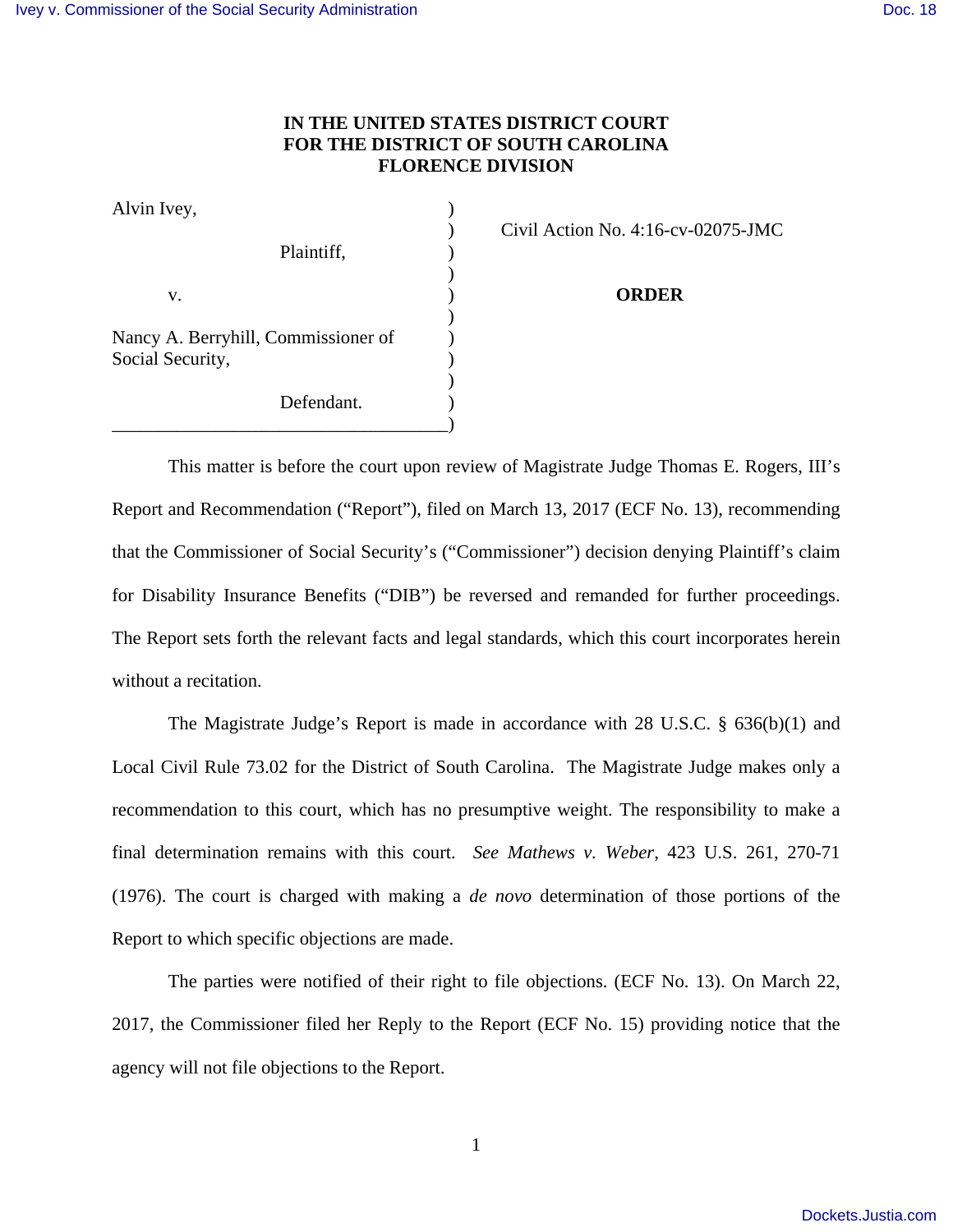**IN THE UNITED STATES DISTRICT COURT**
**FOR THE DISTRICT OF SOUTH CAROLINA**
**FLORENCE DIVISION**

Alvin Ivey,

Plaintiff,

v.

Nancy A. Berryhill, Commissioner of Social Security,

Defendant.

Civil Action No. 4:16-cv-02075-JMC

**ORDER**

This matter is before the court upon review of Magistrate Judge Thomas E. Rogers, III's Report and Recommendation ("Report"), filed on March 13, 2017 (ECF No. 13), recommending that the Commissioner of Social Security's ("Commissioner") decision denying Plaintiff's claim for Disability Insurance Benefits ("DIB") be reversed and remanded for further proceedings. The Report sets forth the relevant facts and legal standards, which this court incorporates herein without a recitation.

The Magistrate Judge's Report is made in accordance with 28 U.S.C. § 636(b)(1) and Local Civil Rule 73.02 for the District of South Carolina. The Magistrate Judge makes only a recommendation to this court, which has no presumptive weight. The responsibility to make a final determination remains with this court. *See Mathews v. Weber*, 423 U.S. 261, 270-71 (1976). The court is charged with making a *de novo* determination of those portions of the Report to which specific objections are made.

The parties were notified of their right to file objections. (ECF No. 13). On March 22, 2017, the Commissioner filed her Reply to the Report (ECF No. 15) providing notice that the agency will not file objections to the Report.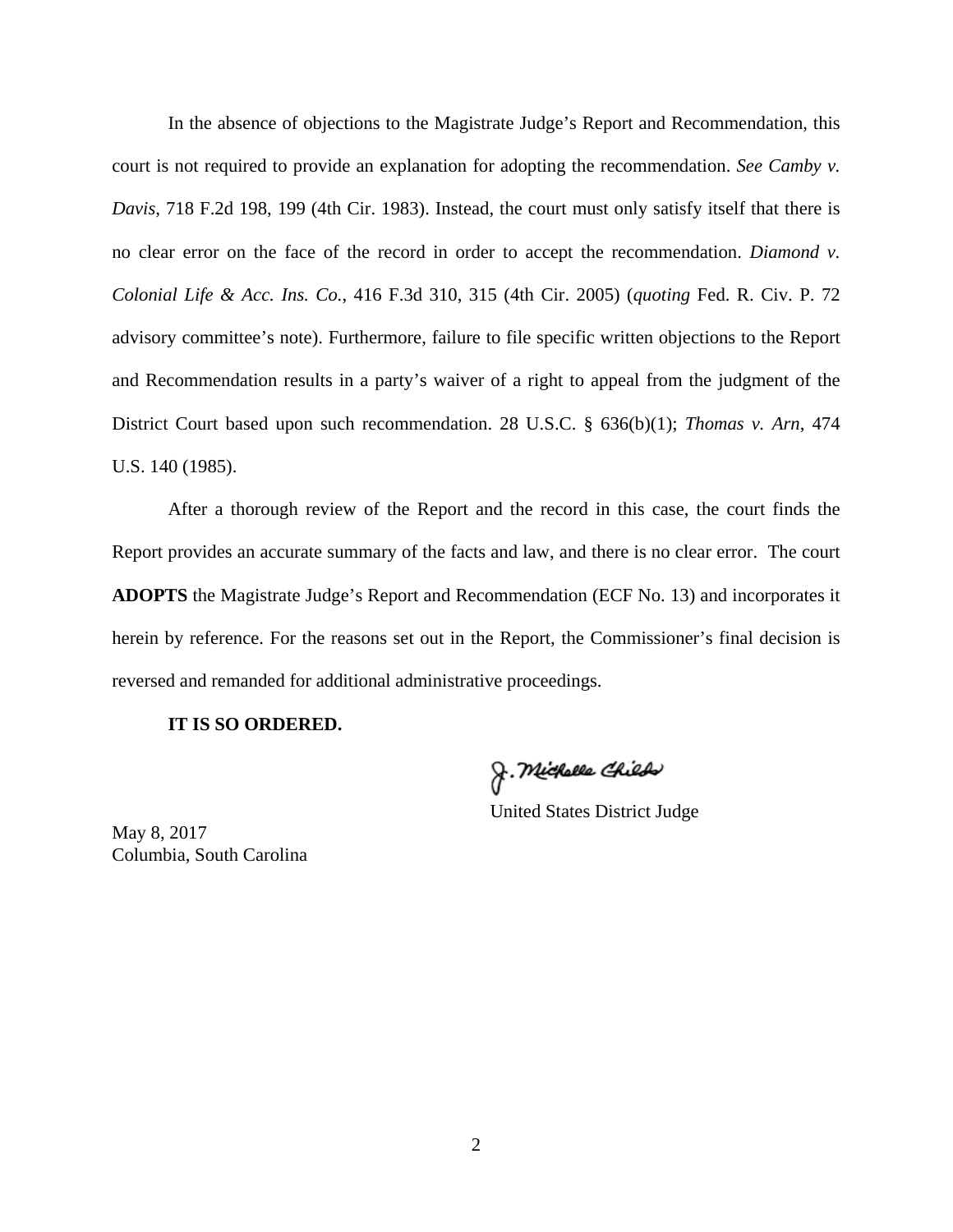In the absence of objections to the Magistrate Judge's Report and Recommendation, this court is not required to provide an explanation for adopting the recommendation. *See Camby v. Davis*, 718 F.2d 198, 199 (4th Cir. 1983). Instead, the court must only satisfy itself that there is no clear error on the face of the record in order to accept the recommendation. *Diamond v. Colonial Life & Acc. Ins. Co.*, 416 F.3d 310, 315 (4th Cir. 2005) (*quoting* Fed. R. Civ. P. 72 advisory committee's note). Furthermore, failure to file specific written objections to the Report and Recommendation results in a party's waiver of a right to appeal from the judgment of the District Court based upon such recommendation. 28 U.S.C. § 636(b)(1); *Thomas v. Arn*, 474 U.S. 140 (1985).

After a thorough review of the Report and the record in this case, the court finds the Report provides an accurate summary of the facts and law, and there is no clear error. The court **ADOPTS** the Magistrate Judge's Report and Recommendation (ECF No. 13) and incorporates it herein by reference. For the reasons set out in the Report, the Commissioner's final decision is reversed and remanded for additional administrative proceedings.

**IT IS SO ORDERED.**

J. Michelle Childs

United States District Judge

May 8, 2017
Columbia, South Carolina